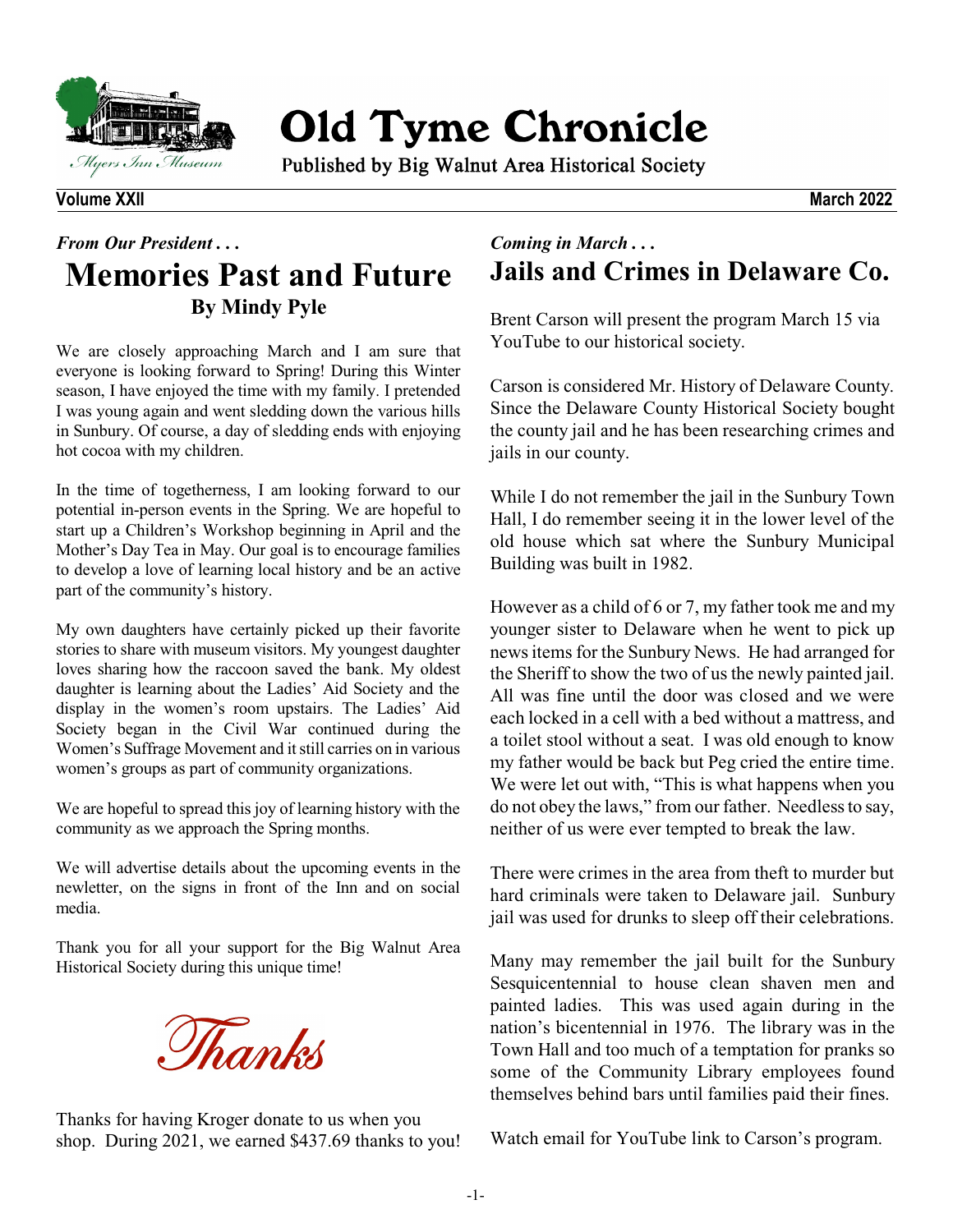# Old Tyme Chronicle

Published by Big Walnut Area Historical Society

**Volume XXII** **March 2022**

*From Our President . . .*

## Memories Past and Future

### By Mindy Pyle

We are closely approaching March and I am sure that everyone is looking forward to Spring! During this Winter season, I have enjoyed the time with my family. I pretended I was young again and went sledding down the various hills in Sunbury. Of course, a day of sledding ends with enjoying hot cocoa with my children.

In the time of togetherness, I am looking forward to our potential in-person events in the Spring. We are hopeful to start up a Children's Workshop beginning in April and the Mother's Day Tea in May. Our goal is to encourage families to develop a love of learning local history and be an active part of the community's history.

My own daughters have certainly picked up their favorite stories to share with museum visitors. My youngest daughter loves sharing how the raccoon saved the bank. My oldest daughter is learning about the Ladies' Aid Society and the display in the women's room upstairs. The Ladies' Aid Society began in the Civil War continued during the Women's Suffrage Movement and it still carries on in various women's groups as part of community organizations.

We are hopeful to spread this joy of learning history with the community as we approach the Spring months.

We will advertise details about the upcoming events in the newletter, on the signs in front of the Inn and on social media.

Thank you for all your support for the Big Walnut Area Historical Society during this unique time!

*Thanks*

Thanks for having Kroger donate to us when you shop. During 2021, we earned $437.69 thanks to you!

*Coming in March . . .*

## Jails and Crimes in Delaware Co.

Brent Carson will present the program March 15 via YouTube to our historical society.

Carson is considered Mr. History of Delaware County. Since the Delaware County Historical Society bought the county jail and he has been researching crimes and jails in our county.

While I do not remember the jail in the Sunbury Town Hall, I do remember seeing it in the lower level of the old house which sat where the Sunbury Municipal Building was built in 1982.

However as a child of 6 or 7, my father took me and my younger sister to Delaware when he went to pick up news items for the Sunbury News. He had arranged for the Sheriff to show the two of us the newly painted jail. All was fine until the door was closed and we were each locked in a cell with a bed without a mattress, and a toilet stool without a seat. I was old enough to know my father would be back but Peg cried the entire time. We were let out with, "This is what happens when you do not obey the laws," from our father. Needless to say, neither of us were ever tempted to break the law.

There were crimes in the area from theft to murder but hard criminals were taken to Delaware jail. Sunbury jail was used for drunks to sleep off their celebrations.

Many may remember the jail built for the Sunbury Sesquicentennial to house clean shaven men and painted ladies. This was used again during in the nation's bicentennial in 1976. The library was in the Town Hall and too much of a temptation for pranks so some of the Community Library employees found themselves behind bars until families paid their fines.

Watch email for YouTube link to Carson's program.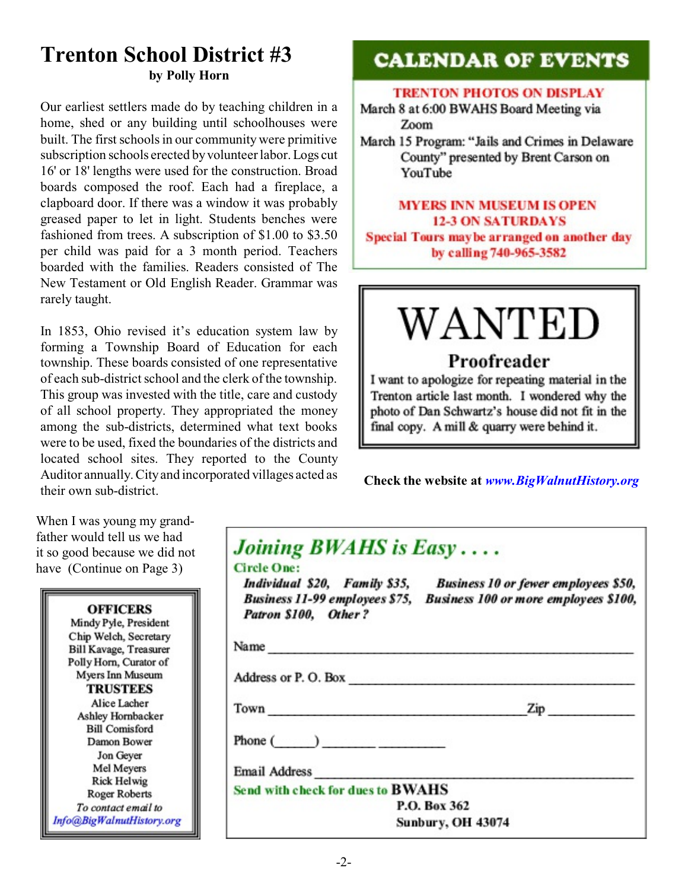# Trenton School District #3

**by Polly Horn**

Our earliest settlers made do by teaching children in a home, shed or any building until schoolhouses were built. The first schools in our community were primitive subscription schools erected by volunteer labor. Logs cut 16' or 18' lengths were used for the construction. Broad boards composed the roof. Each had a fireplace, a clapboard door. If there was a window it was probably greased paper to let in light. Students benches were fashioned from trees. A subscription of $1.00 to $3.50 per child was paid for a 3 month period. Teachers boarded with the families. Readers consisted of The New Testament or Old English Reader. Grammar was rarely taught.

In 1853, Ohio revised it's education system law by forming a Township Board of Education for each township. These boards consisted of one representative of each sub-district school and the clerk of the township. This group was invested with the title, care and custody of all school property. They appropriated the money among the sub-districts, determined what text books were to be used, fixed the boundaries of the districts and located school sites. They reported to the County Auditor annually. City and incorporated villages acted as their own sub-district.

When I was young my grandfather would tell us we had it so good because we did not have (Continue on Page 3)

**OFFICERS**
Mindy Pyle, President
Chip Welch, Secretary
Bill Kavage, Treasurer
Polly Horn, Curator of Myers Inn Museum

**TRUSTEES**
Alice Lacher
Ashley Hornbacker
Bill Comisford
Damon Bower
Jon Geyer
Mel Meyers
Rick Helwig
Roger Roberts

*To contact email to*
*Info@BigWalnutHistory.org*

## CALENDAR OF EVENTS

**TRENTON PHOTOS ON DISPLAY**

March 8 at 6:00 BWAHS Board Meeting via Zoom

March 15 Program: "Jails and Crimes in Delaware County" presented by Brent Carson on YouTube

**MYERS INN MUSEUM IS OPEN 12-3 ON SATURDAYS**

**Special Tours may be arranged on another day by calling 740-965-3582**

# WANTED

## Proofreader

I want to apologize for repeating material in the Trenton article last month. I wondered why the photo of Dan Schwartz's house did not fit in the final copy. A mill & quarry were behind it.

**Check the website at** ***www.BigWalnutHistory.org***

## *Joining BWAHS is Easy . . . .*

**Circle One:**

***Individual $20, Family $35, Business 10 or fewer employees $50, Business 11-99 employees $75, Business 100 or more employees $100, Patron $100, Other ?***

Name ______________________________

Address or P. O. Box ______________________________

Town ______________________________ Zip __________

Phone (______) ________ __________

Email Address ______________________________

**Send with check for dues to BWAHS**
**P.O. Box 362**
**Sunbury, OH 43074**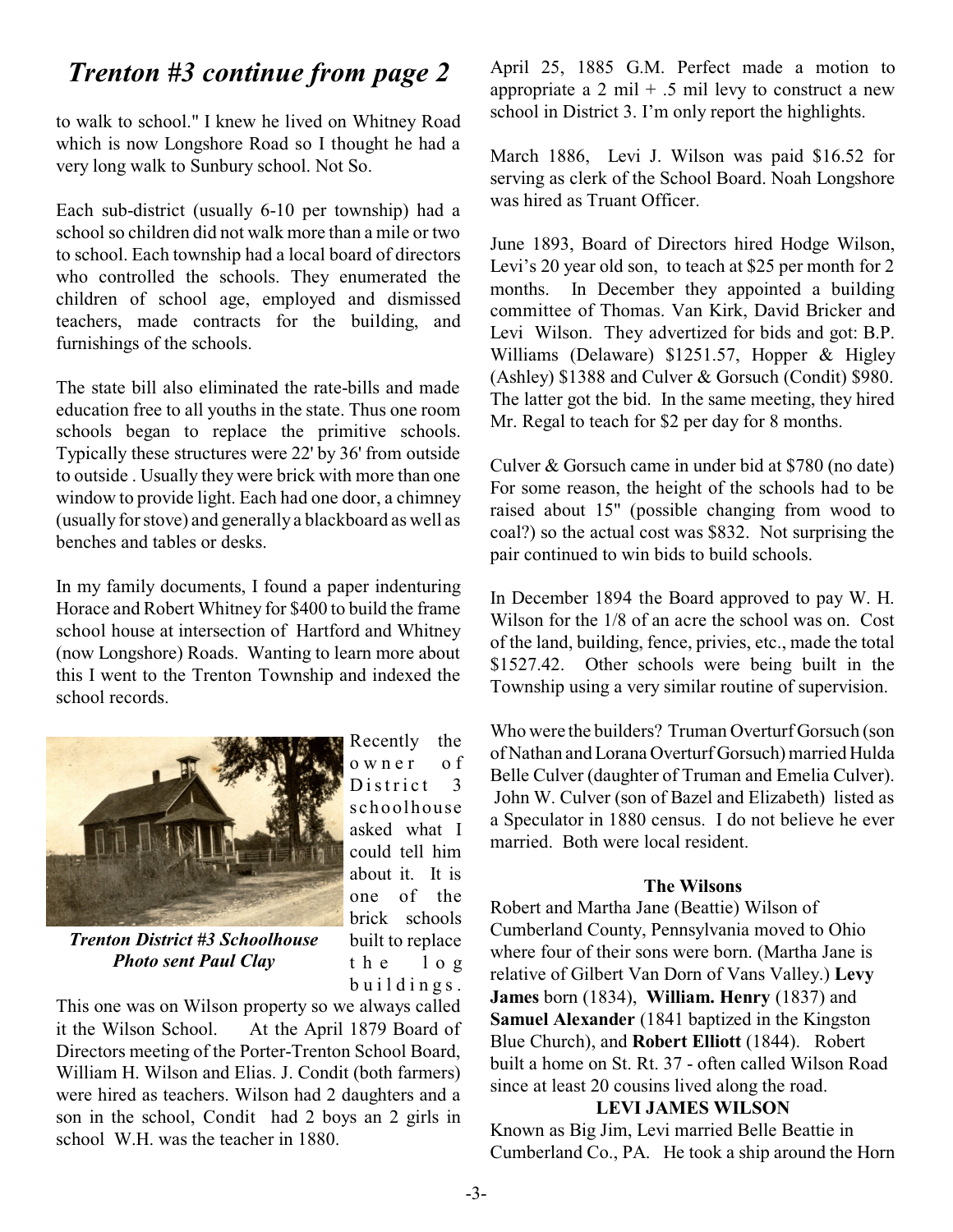## *Trenton #3 continue from page 2*

to walk to school." I knew he lived on Whitney Road which is now Longshore Road so I thought he had a very long walk to Sunbury school. Not So.

Each sub-district (usually 6-10 per township) had a school so children did not walk more than a mile or two to school. Each township had a local board of directors who controlled the schools. They enumerated the children of school age, employed and dismissed teachers, made contracts for the building, and furnishings of the schools.

The state bill also eliminated the rate-bills and made education free to all youths in the state. Thus one room schools began to replace the primitive schools. Typically these structures were 22' by 36' from outside to outside . Usually they were brick with more than one window to provide light. Each had one door, a chimney (usually for stove) and generally a blackboard as well as benches and tables or desks.

In my family documents, I found a paper indenturing Horace and Robert Whitney for $400 to build the frame school house at intersection of Hartford and Whitney (now Longshore) Roads. Wanting to learn more about this I went to the Trenton Township and indexed the school records.

***Trenton District #3 Schoolhouse Photo sent Paul Clay***

Recently the owner of District 3 schoolhouse asked what I could tell him about it. It is one of the brick schools built to replace the log buildings. This one was on Wilson property so we always called it the Wilson School. At the April 1879 Board of Directors meeting of the Porter-Trenton School Board, William H. Wilson and Elias. J. Condit (both farmers) were hired as teachers. Wilson had 2 daughters and a son in the school, Condit had 2 boys an 2 girls in school W.H. was the teacher in 1880.

April 25, 1885 G.M. Perfect made a motion to appropriate a 2 mil + .5 mil levy to construct a new school in District 3. I'm only report the highlights.

March 1886, Levi J. Wilson was paid $16.52 for serving as clerk of the School Board. Noah Longshore was hired as Truant Officer.

June 1893, Board of Directors hired Hodge Wilson, Levi's 20 year old son, to teach at $25 per month for 2 months. In December they appointed a building committee of Thomas. Van Kirk, David Bricker and Levi Wilson. They advertized for bids and got: B.P. Williams (Delaware) $1251.57, Hopper & Higley (Ashley) $1388 and Culver & Gorsuch (Condit) $980. The latter got the bid. In the same meeting, they hired Mr. Regal to teach for $2 per day for 8 months.

Culver & Gorsuch came in under bid at $780 (no date) For some reason, the height of the schools had to be raised about 15" (possible changing from wood to coal?) so the actual cost was $832. Not surprising the pair continued to win bids to build schools.

In December 1894 the Board approved to pay W. H. Wilson for the 1/8 of an acre the school was on. Cost of the land, building, fence, privies, etc., made the total $1527.42. Other schools were being built in the Township using a very similar routine of supervision.

Who were the builders? Truman Overturf Gorsuch (son of Nathan and Lorana Overturf Gorsuch) married Hulda Belle Culver (daughter of Truman and Emelia Culver). John W. Culver (son of Bazel and Elizabeth) listed as a Speculator in 1880 census. I do not believe he ever married. Both were local resident.

### The Wilsons

Robert and Martha Jane (Beattie) Wilson of Cumberland County, Pennsylvania moved to Ohio where four of their sons were born. (Martha Jane is relative of Gilbert Van Dorn of Vans Valley.) **Levy James** born (1834), **William. Henry** (1837) and **Samuel Alexander** (1841 baptized in the Kingston Blue Church), and **Robert Elliott** (1844). Robert built a home on St. Rt. 37 - often called Wilson Road since at least 20 cousins lived along the road.

### LEVI JAMES WILSON

Known as Big Jim, Levi married Belle Beattie in Cumberland Co., PA. He took a ship around the Horn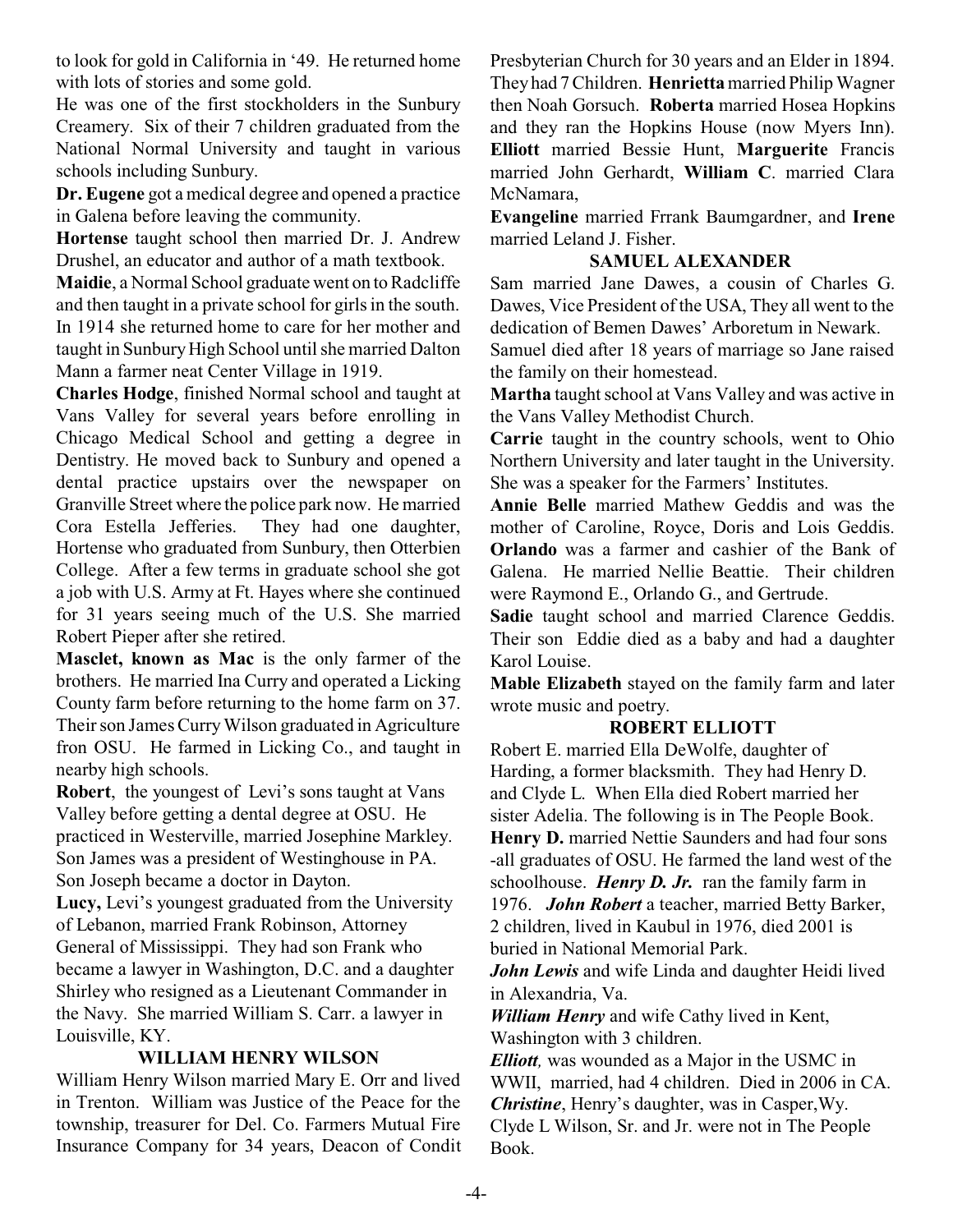to look for gold in California in '49. He returned home with lots of stories and some gold.

He was one of the first stockholders in the Sunbury Creamery. Six of their 7 children graduated from the National Normal University and taught in various schools including Sunbury.

**Dr. Eugene** got a medical degree and opened a practice in Galena before leaving the community.

**Hortense** taught school then married Dr. J. Andrew Drushel, an educator and author of a math textbook.

**Maidie**, a Normal School graduate went on to Radcliffe and then taught in a private school for girls in the south. In 1914 she returned home to care for her mother and taught in Sunbury High School until she married Dalton Mann a farmer neat Center Village in 1919.

**Charles Hodge**, finished Normal school and taught at Vans Valley for several years before enrolling in Chicago Medical School and getting a degree in Dentistry. He moved back to Sunbury and opened a dental practice upstairs over the newspaper on Granville Street where the police park now. He married Cora Estella Jefferies. They had one daughter, Hortense who graduated from Sunbury, then Otterbien College. After a few terms in graduate school she got a job with U.S. Army at Ft. Hayes where she continued for 31 years seeing much of the U.S. She married Robert Pieper after she retired.

**Masclet, known as Mac** is the only farmer of the brothers. He married Ina Curry and operated a Licking County farm before returning to the home farm on 37. Their son James Curry Wilson graduated in Agriculture fron OSU. He farmed in Licking Co., and taught in nearby high schools.

**Robert**, the youngest of Levi's sons taught at Vans Valley before getting a dental degree at OSU. He practiced in Westerville, married Josephine Markley. Son James was a president of Westinghouse in PA. Son Joseph became a doctor in Dayton.

**Lucy,** Levi's youngest graduated from the University of Lebanon, married Frank Robinson, Attorney General of Mississippi. They had son Frank who became a lawyer in Washington, D.C. and a daughter Shirley who resigned as a Lieutenant Commander in the Navy. She married William S. Carr. a lawyer in Louisville, KY.

### WILLIAM HENRY WILSON

William Henry Wilson married Mary E. Orr and lived in Trenton. William was Justice of the Peace for the township, treasurer for Del. Co. Farmers Mutual Fire Insurance Company for 34 years, Deacon of Condit Presbyterian Church for 30 years and an Elder in 1894. They had 7 Children. **Henrietta** married Philip Wagner then Noah Gorsuch. **Roberta** married Hosea Hopkins and they ran the Hopkins House (now Myers Inn). **Elliott** married Bessie Hunt, **Marguerite** Francis married John Gerhardt, **William C**. married Clara McNamara,

**Evangeline** married Frrank Baumgardner, and **Irene** married Leland J. Fisher.

### SAMUEL ALEXANDER

Sam married Jane Dawes, a cousin of Charles G. Dawes, Vice President of the USA, They all went to the dedication of Bemen Dawes' Arboretum in Newark.

Samuel died after 18 years of marriage so Jane raised the family on their homestead.

**Martha** taught school at Vans Valley and was active in the Vans Valley Methodist Church.

**Carrie** taught in the country schools, went to Ohio Northern University and later taught in the University. She was a speaker for the Farmers' Institutes.

**Annie Belle** married Mathew Geddis and was the mother of Caroline, Royce, Doris and Lois Geddis.

**Orlando** was a farmer and cashier of the Bank of Galena. He married Nellie Beattie. Their children were Raymond E., Orlando G., and Gertrude.

**Sadie** taught school and married Clarence Geddis. Their son Eddie died as a baby and had a daughter Karol Louise.

**Mable Elizabeth** stayed on the family farm and later wrote music and poetry.

### ROBERT ELLIOTT

Robert E. married Ella DeWolfe, daughter of Harding, a former blacksmith. They had Henry D. and Clyde L. When Ella died Robert married her sister Adelia. The following is in The People Book.

**Henry D.** married Nettie Saunders and had four sons -all graduates of OSU. He farmed the land west of the schoolhouse. ***Henry D. Jr.*** ran the family farm in 1976. ***John Robert*** a teacher, married Betty Barker, 2 children, lived in Kaubul in 1976, died 2001 is buried in National Memorial Park.

***John Lewis*** and wife Linda and daughter Heidi lived in Alexandria, Va.

***William Henry*** and wife Cathy lived in Kent, Washington with 3 children.

***Elliott**,* was wounded as a Major in the USMC in WWII, married, had 4 children. Died in 2006 in CA.

***Christine***, Henry's daughter, was in Casper,Wy.

Clyde L Wilson, Sr. and Jr. were not in The People Book.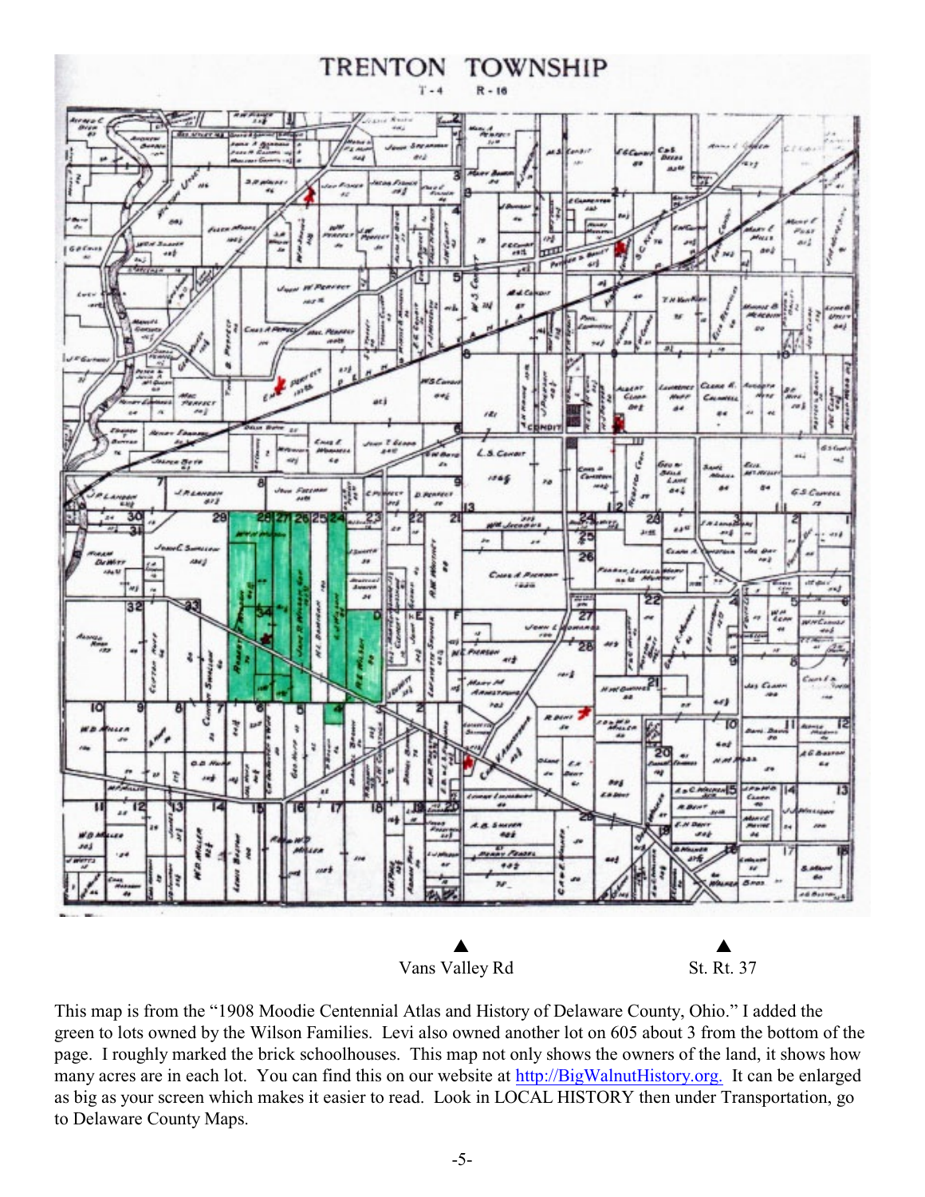# TRENTON TOWNSHIP

T-4 R-16

▲ Vans Valley Rd

▲ St. Rt. 37

This map is from the "1908 Moodie Centennial Atlas and History of Delaware County, Ohio." I added the green to lots owned by the Wilson Families. Levi also owned another lot on 605 about 3 from the bottom of the page. I roughly marked the brick schoolhouses. This map not only shows the owners of the land, it shows how many acres are in each lot. You can find this on our website at http://BigWalnutHistory.org. It can be enlarged as big as your screen which makes it easier to read. Look in LOCAL HISTORY then under Transportation, go to Delaware County Maps.